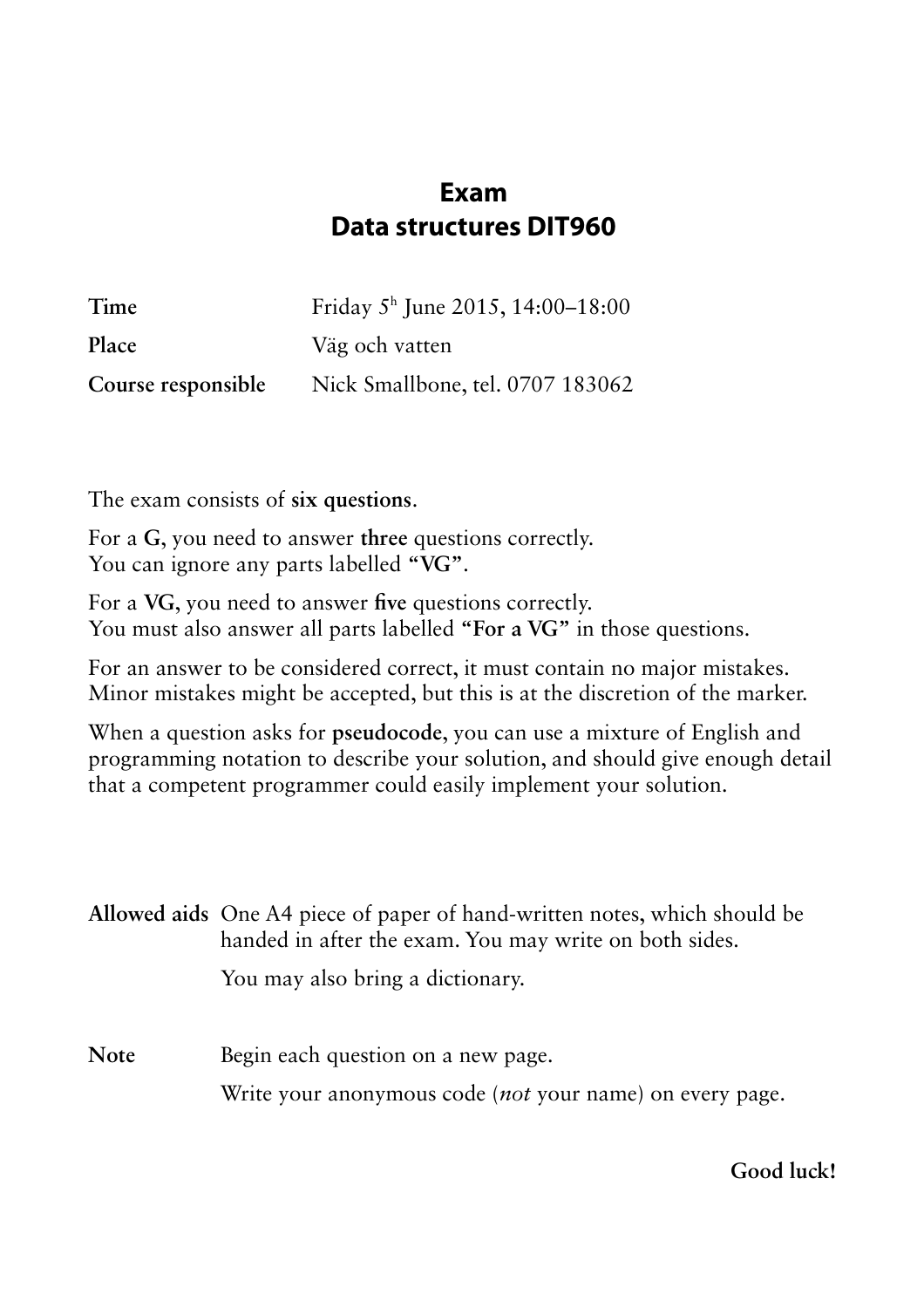# Exam
# Data structures DIT960

| | |
|---|---|
| **Time** | Friday 5[h] June 2015, 14:00–18:00 |
| **Place** | Väg och vatten |
| **Course responsible** | Nick Smallbone, tel. 0707 183062 |

The exam consists of **six questions**.

For a **G**, you need to answer **three** questions correctly.
You can ignore any parts labelled **"VG"**.

For a **VG**, you need to answer **five** questions correctly.
You must also answer all parts labelled **"For a VG"** in those questions.

For an answer to be considered correct, it must contain no major mistakes.
Minor mistakes might be accepted, but this is at the discretion of the marker.

When a question asks for **pseudocode**, you can use a mixture of English and programming notation to describe your solution, and should give enough detail that a competent programmer could easily implement your solution.

| | |
|---|---|
| **Allowed aids** | One A4 piece of paper of hand-written notes, which should be handed in after the exam. You may write on both sides. |
| | You may also bring a dictionary. |
| **Note** | Begin each question on a new page. |
| | Write your anonymous code (*not* your name) on every page. |

**Good luck!**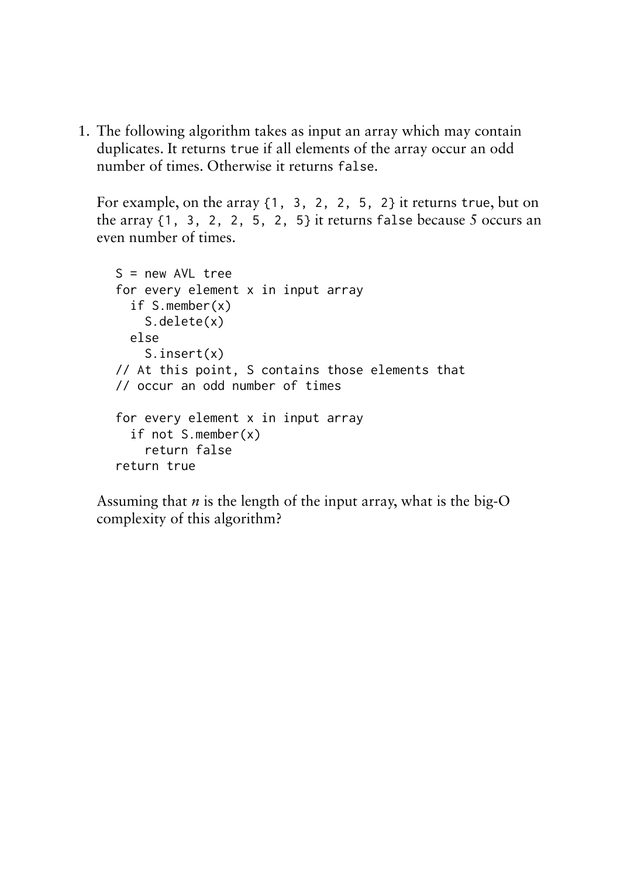1. The following algorithm takes as input an array which may contain duplicates. It returns `true` if all elements of the array occur an odd number of times. Otherwise it returns `false`.

   For example, on the array `{1, 3, 2, 2, 5, 2}` it returns `true`, but on the array `{1, 3, 2, 2, 5, 2, 5}` it returns `false` because 5 occurs an even number of times.

   ```
   S = new AVL tree
   for every element x in input array
     if S.member(x)
       S.delete(x)
     else
       S.insert(x)
   // At this point, S contains those elements that
   // occur an odd number of times

   for every element x in input array
     if not S.member(x)
       return false
   return true
   ```

   Assuming that $n$ is the length of the input array, what is the big-O complexity of this algorithm?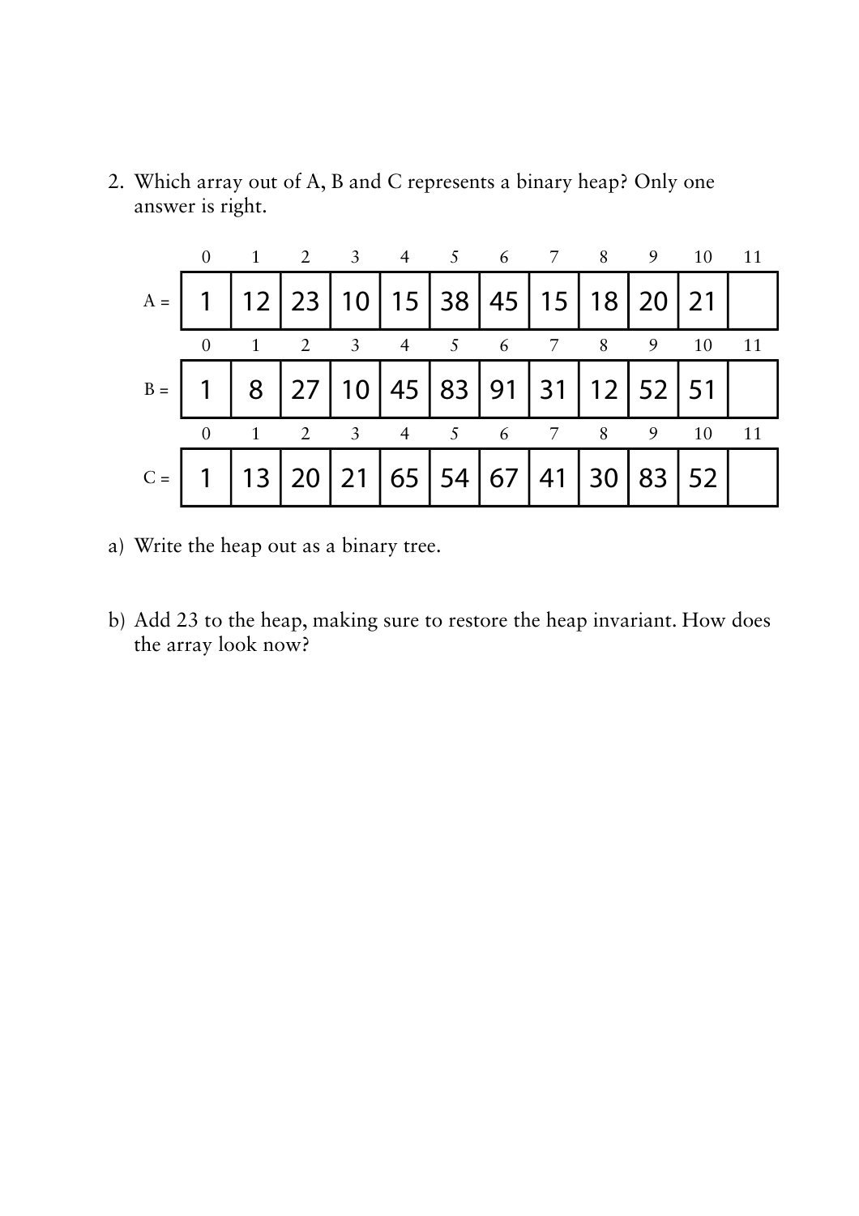2. Which array out of A, B and C represents a binary heap? Only one answer is right.

|  | 0 | 1 | 2 | 3 | 4 | 5 | 6 | 7 | 8 | 9 | 10 | 11 |
|---|---|---|---|---|---|---|---|---|---|---|---|---|
| A = | 1 | 12 | 23 | 10 | 15 | 38 | 45 | 15 | 18 | 20 | 21 |  |
| B = | 1 | 8 | 27 | 10 | 45 | 83 | 91 | 31 | 12 | 52 | 51 |  |
| C = | 1 | 13 | 20 | 21 | 65 | 54 | 67 | 41 | 30 | 83 | 52 |  |

a) Write the heap out as a binary tree.

b) Add 23 to the heap, making sure to restore the heap invariant. How does the array look now?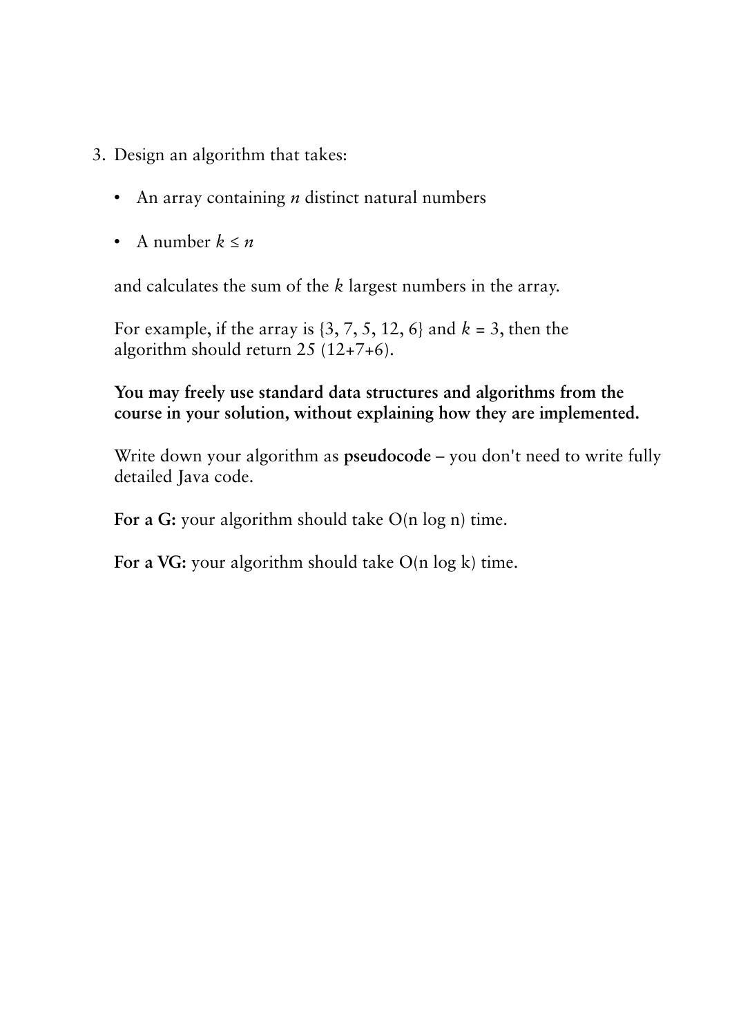3. Design an algorithm that takes:

   - An array containing $n$ distinct natural numbers
   - A number $k \leq n$

   and calculates the sum of the $k$ largest numbers in the array.

   For example, if the array is {3, 7, 5, 12, 6} and $k = 3$, then the algorithm should return 25 (12+7+6).

   **You may freely use standard data structures and algorithms from the course in your solution, without explaining how they are implemented.**

   Write down your algorithm as **pseudocode** – you don't need to write fully detailed Java code.

   **For a G:** your algorithm should take O(n log n) time.

   **For a VG:** your algorithm should take O(n log k) time.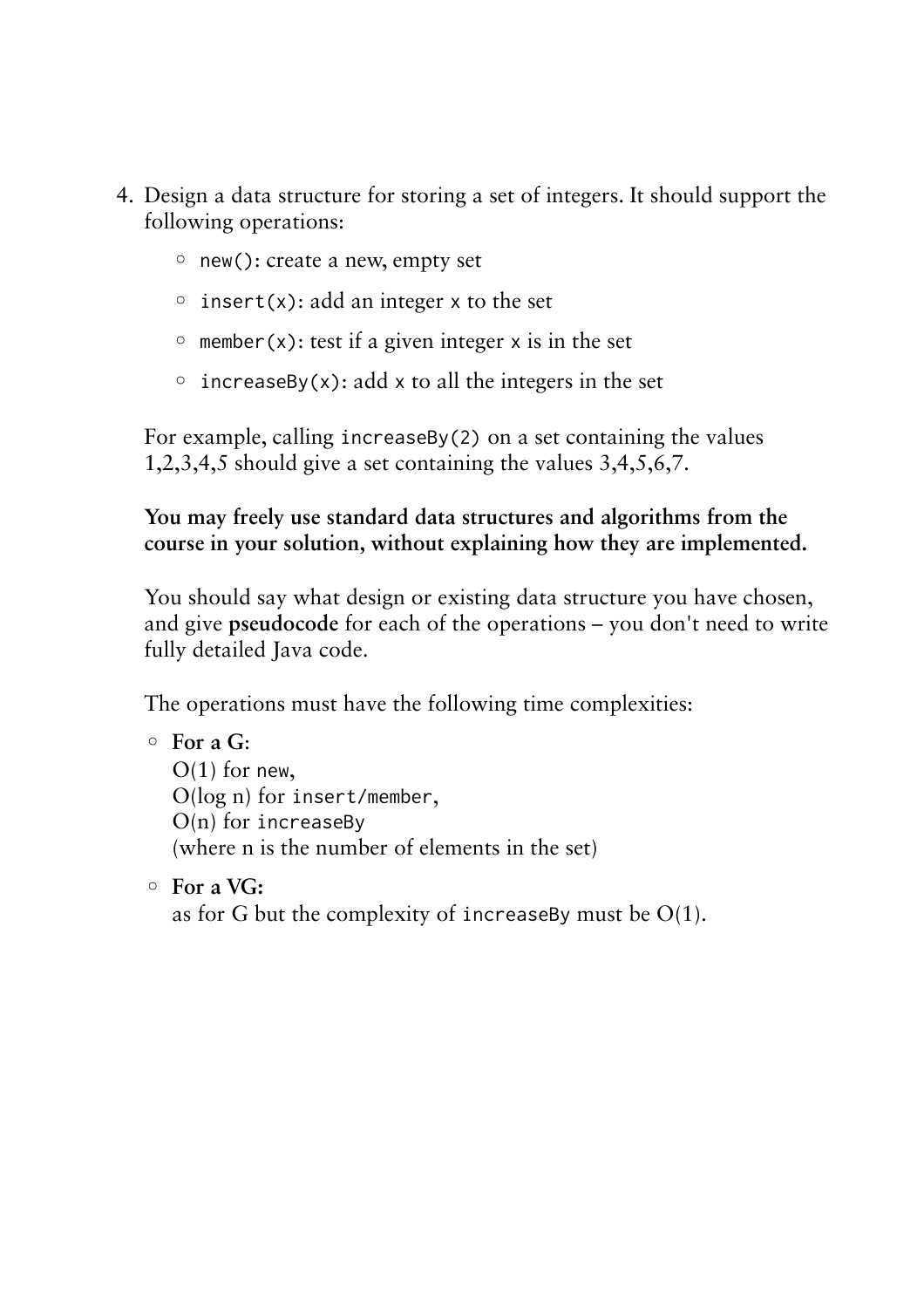4. Design a data structure for storing a set of integers. It should support the following operations:

   - `new()`: create a new, empty set
   - `insert(x)`: add an integer `x` to the set
   - `member(x)`: test if a given integer `x` is in the set
   - `increaseBy(x)`: add `x` to all the integers in the set

   For example, calling `increaseBy(2)` on a set containing the values 1,2,3,4,5 should give a set containing the values 3,4,5,6,7.

   **You may freely use standard data structures and algorithms from the course in your solution, without explaining how they are implemented.**

   You should say what design or existing data structure you have chosen, and give **pseudocode** for each of the operations – you don't need to write fully detailed Java code.

   The operations must have the following time complexities:

   - **For a G**:
     O(1) for `new`,
     O(log n) for `insert/member`,
     O(n) for `increaseBy`
     (where n is the number of elements in the set)
   - **For a VG:**
     as for G but the complexity of `increaseBy` must be O(1).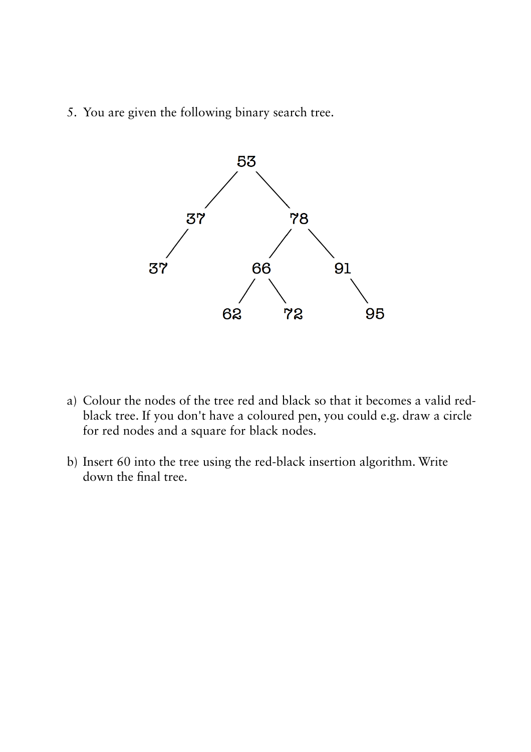5. You are given the following binary search tree.

```
            53
          /    \
        37      78
       /       /  \
     37      66    91
            /  \     \
          62    72    95
```

a) Colour the nodes of the tree red and black so that it becomes a valid red-black tree. If you don't have a coloured pen, you could e.g. draw a circle for red nodes and a square for black nodes.

b) Insert 60 into the tree using the red-black insertion algorithm. Write down the final tree.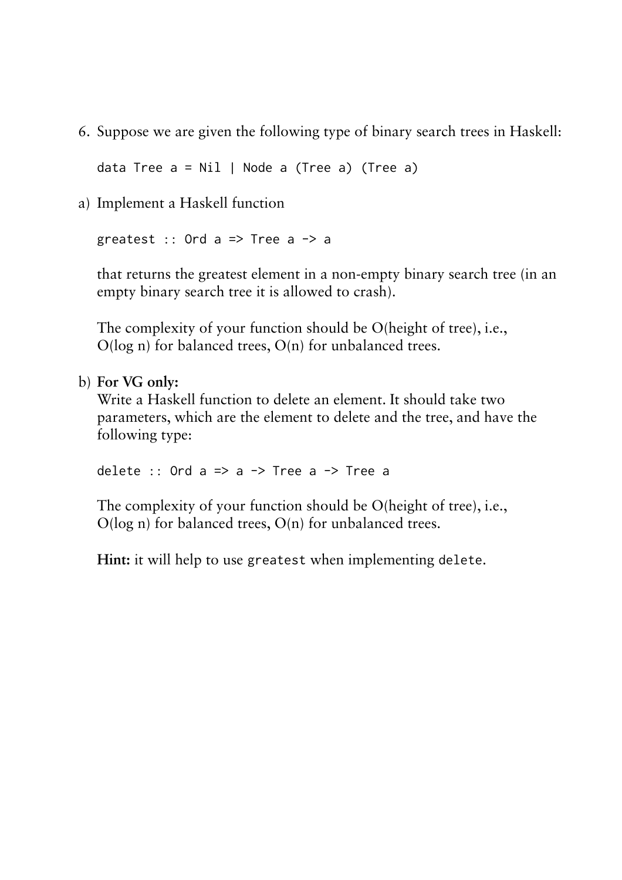6. Suppose we are given the following type of binary search trees in Haskell:

```
data Tree a = Nil | Node a (Tree a) (Tree a)
```

a) Implement a Haskell function

```
greatest :: Ord a => Tree a -> a
```

that returns the greatest element in a non-empty binary search tree (in an empty binary search tree it is allowed to crash).

The complexity of your function should be O(height of tree), i.e., O(log n) for balanced trees, O(n) for unbalanced trees.

b) **For VG only:**
Write a Haskell function to delete an element. It should take two parameters, which are the element to delete and the tree, and have the following type:

```
delete :: Ord a => a -> Tree a -> Tree a
```

The complexity of your function should be O(height of tree), i.e., O(log n) for balanced trees, O(n) for unbalanced trees.

**Hint:** it will help to use `greatest` when implementing `delete`.